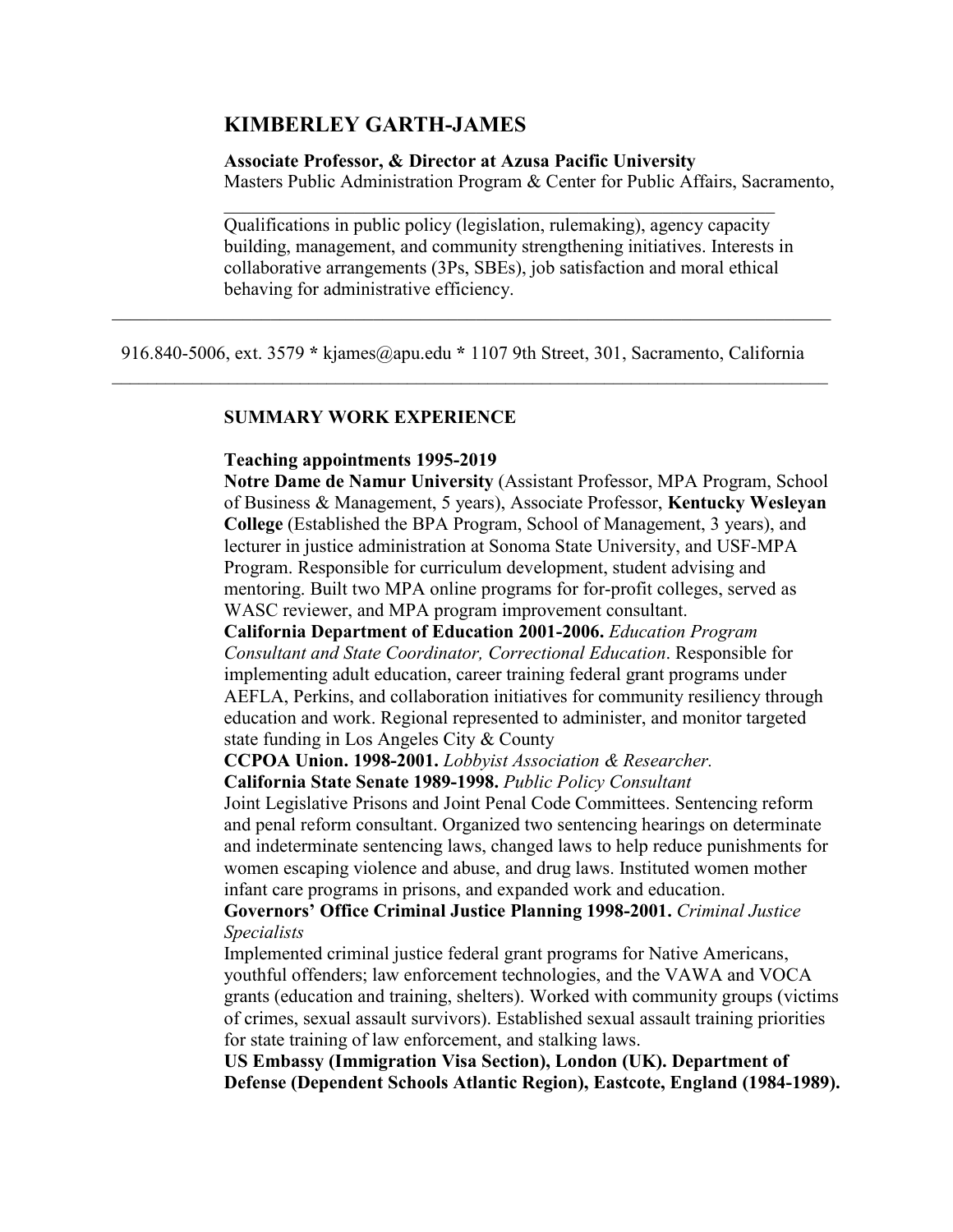# KIMBERLEY GARTH-JAMES

**Associate Professor, & Director at Azusa Pacific University**
Masters Public Administration Program & Center for Public Affairs, Sacramento,

---

Qualifications in public policy (legislation, rulemaking), agency capacity building, management, and community strengthening initiatives. Interests in collaborative arrangements (3Ps, SBEs), job satisfaction and moral ethical behaving for administrative efficiency.

---

916.840-5006, ext. 3579 * kjames@apu.edu * 1107 9th Street, 301, Sacramento, California

---

## SUMMARY WORK EXPERIENCE

**Teaching appointments 1995-2019**
**Notre Dame de Namur University** (Assistant Professor, MPA Program, School of Business & Management, 5 years), Associate Professor, **Kentucky Wesleyan College** (Established the BPA Program, School of Management, 3 years), and lecturer in justice administration at Sonoma State University, and USF-MPA Program. Responsible for curriculum development, student advising and mentoring. Built two MPA online programs for for-profit colleges, served as WASC reviewer, and MPA program improvement consultant.

**California Department of Education 2001-2006.** *Education Program Consultant and State Coordinator, Correctional Education*. Responsible for implementing adult education, career training federal grant programs under AEFLA, Perkins, and collaboration initiatives for community resiliency through education and work. Regional represented to administer, and monitor targeted state funding in Los Angeles City & County

**CCPOA Union. 1998-2001.** *Lobbyist Association & Researcher.*

**California State Senate 1989-1998.** *Public Policy Consultant*
Joint Legislative Prisons and Joint Penal Code Committees. Sentencing reform and penal reform consultant. Organized two sentencing hearings on determinate and indeterminate sentencing laws, changed laws to help reduce punishments for women escaping violence and abuse, and drug laws. Instituted women mother infant care programs in prisons, and expanded work and education.

**Governors' Office Criminal Justice Planning 1998-2001.** *Criminal Justice Specialists*
Implemented criminal justice federal grant programs for Native Americans, youthful offenders; law enforcement technologies, and the VAWA and VOCA grants (education and training, shelters). Worked with community groups (victims of crimes, sexual assault survivors). Established sexual assault training priorities for state training of law enforcement, and stalking laws.

**US Embassy (Immigration Visa Section), London (UK). Department of Defense (Dependent Schools Atlantic Region), Eastcote, England (1984-1989).**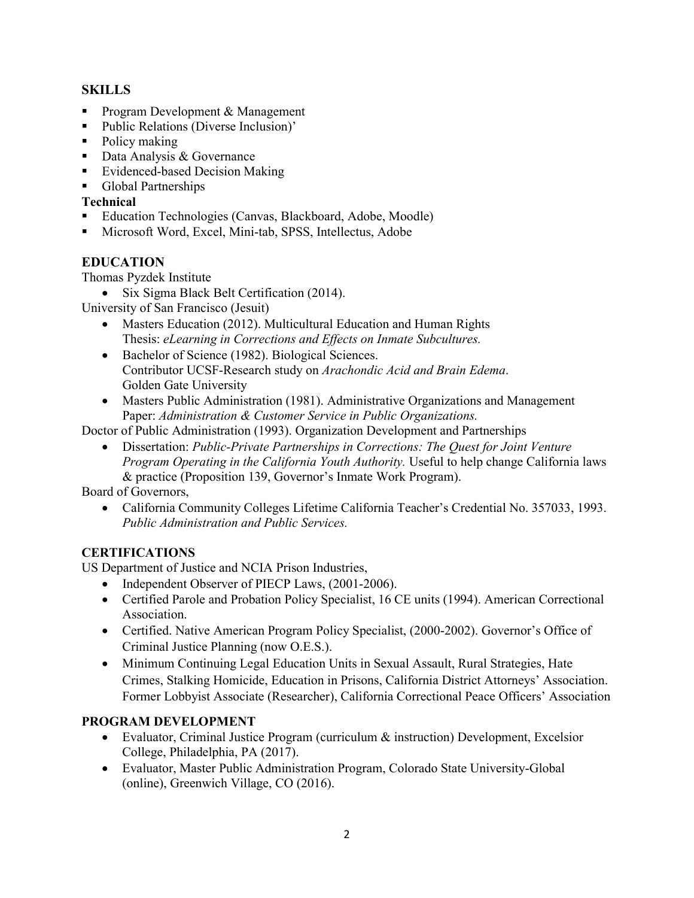## SKILLS

- Program Development & Management
- Public Relations (Diverse Inclusion)'
- Policy making
- Data Analysis & Governance
- Evidenced-based Decision Making
- Global Partnerships

**Technical**

- Education Technologies (Canvas, Blackboard, Adobe, Moodle)
- Microsoft Word, Excel, Mini-tab, SPSS, Intellectus, Adobe

## EDUCATION

Thomas Pyzdek Institute

- Six Sigma Black Belt Certification (2014).

University of San Francisco (Jesuit)

- Masters Education (2012). Multicultural Education and Human Rights
  Thesis: *eLearning in Corrections and Effects on Inmate Subcultures.*
- Bachelor of Science (1982). Biological Sciences.
  Contributor UCSF-Research study on *Arachondic Acid and Brain Edema*.
  Golden Gate University
- Masters Public Administration (1981). Administrative Organizations and Management
  Paper: *Administration & Customer Service in Public Organizations.*

Doctor of Public Administration (1993). Organization Development and Partnerships

- Dissertation: *Public-Private Partnerships in Corrections: The Quest for Joint Venture Program Operating in the California Youth Authority.* Useful to help change California laws & practice (Proposition 139, Governor's Inmate Work Program).

Board of Governors,

- California Community Colleges Lifetime California Teacher's Credential No. 357033, 1993. *Public Administration and Public Services.*

## CERTIFICATIONS

US Department of Justice and NCIA Prison Industries,

- Independent Observer of PIECP Laws, (2001-2006).
- Certified Parole and Probation Policy Specialist, 16 CE units (1994). American Correctional Association.
- Certified. Native American Program Policy Specialist, (2000-2002). Governor's Office of Criminal Justice Planning (now O.E.S.).
- Minimum Continuing Legal Education Units in Sexual Assault, Rural Strategies, Hate Crimes, Stalking Homicide, Education in Prisons, California District Attorneys' Association. Former Lobbyist Associate (Researcher), California Correctional Peace Officers' Association

## PROGRAM DEVELOPMENT

- Evaluator, Criminal Justice Program (curriculum & instruction) Development, Excelsior College, Philadelphia, PA (2017).
- Evaluator, Master Public Administration Program, Colorado State University-Global (online), Greenwich Village, CO (2016).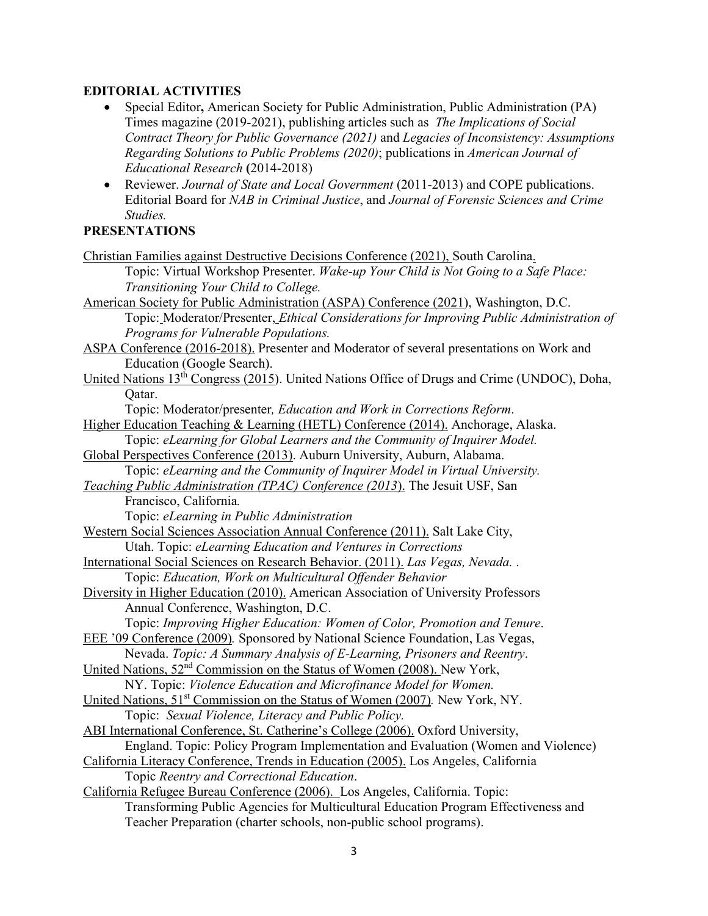**EDITORIAL ACTIVITIES**

- Special Editor**,** American Society for Public Administration, Public Administration (PA) Times magazine (2019-2021), publishing articles such as *The Implications of Social Contract Theory for Public Governance (2021)* and *Legacies of Inconsistency: Assumptions Regarding Solutions to Public Problems (2020)*; publications in *American Journal of Educational Research* **(**2014-2018)
- Reviewer. *Journal of State and Local Government* (2011-2013) and COPE publications. Editorial Board for *NAB in Criminal Justice*, and *Journal of Forensic Sciences and Crime Studies.*

**PRESENTATIONS**

Christian Families against Destructive Decisions Conference (2021), South Carolina.
Topic: Virtual Workshop Presenter. *Wake-up Your Child is Not Going to a Safe Place: Transitioning Your Child to College.*

American Society for Public Administration (ASPA) Conference (2021), Washington, D.C.
Topic: Moderator/Presenter, *Ethical Considerations for Improving Public Administration of Programs for Vulnerable Populations.*

ASPA Conference (2016-2018). Presenter and Moderator of several presentations on Work and Education (Google Search).

United Nations 13th Congress (2015). United Nations Office of Drugs and Crime (UNDOC), Doha, Qatar.
Topic: Moderator/presenter*, Education and Work in Corrections Reform*.

Higher Education Teaching & Learning (HETL) Conference (2014). Anchorage, Alaska.
Topic: *eLearning for Global Learners and the Community of Inquirer Model.*

Global Perspectives Conference (2013). Auburn University, Auburn, Alabama.
Topic: *eLearning and the Community of Inquirer Model in Virtual University.*

*Teaching Public Administration (TPAC) Conference (2013*). The Jesuit USF, San Francisco, California*.*
Topic: *eLearning in Public Administration*

Western Social Sciences Association Annual Conference (2011). Salt Lake City, Utah. Topic: *eLearning Education and Ventures in Corrections*

International Social Sciences on Research Behavior. (2011). *Las Vegas, Nevada.* .
Topic: *Education, Work on Multicultural Offender Behavior*

Diversity in Higher Education (2010). American Association of University Professors Annual Conference, Washington, D.C.
Topic: *Improving Higher Education: Women of Color, Promotion and Tenure*.

EEE '09 Conference (2009)*.* Sponsored by National Science Foundation, Las Vegas, Nevada. *Topic: A Summary Analysis of E-Learning, Prisoners and Reentry*.

United Nations, 52nd Commission on the Status of Women (2008). New York, NY. Topic: *Violence Education and Microfinance Model for Women.*

United Nations, 51st Commission on the Status of Women (2007)*.* New York, NY.
Topic: *Sexual Violence, Literacy and Public Policy.*

ABI International Conference, St. Catherine's College (2006). Oxford University, England. Topic: Policy Program Implementation and Evaluation (Women and Violence)

California Literacy Conference, Trends in Education (2005). Los Angeles, California
Topic *Reentry and Correctional Education*.

California Refugee Bureau Conference (2006). Los Angeles, California. Topic: Transforming Public Agencies for Multicultural Education Program Effectiveness and Teacher Preparation (charter schools, non-public school programs).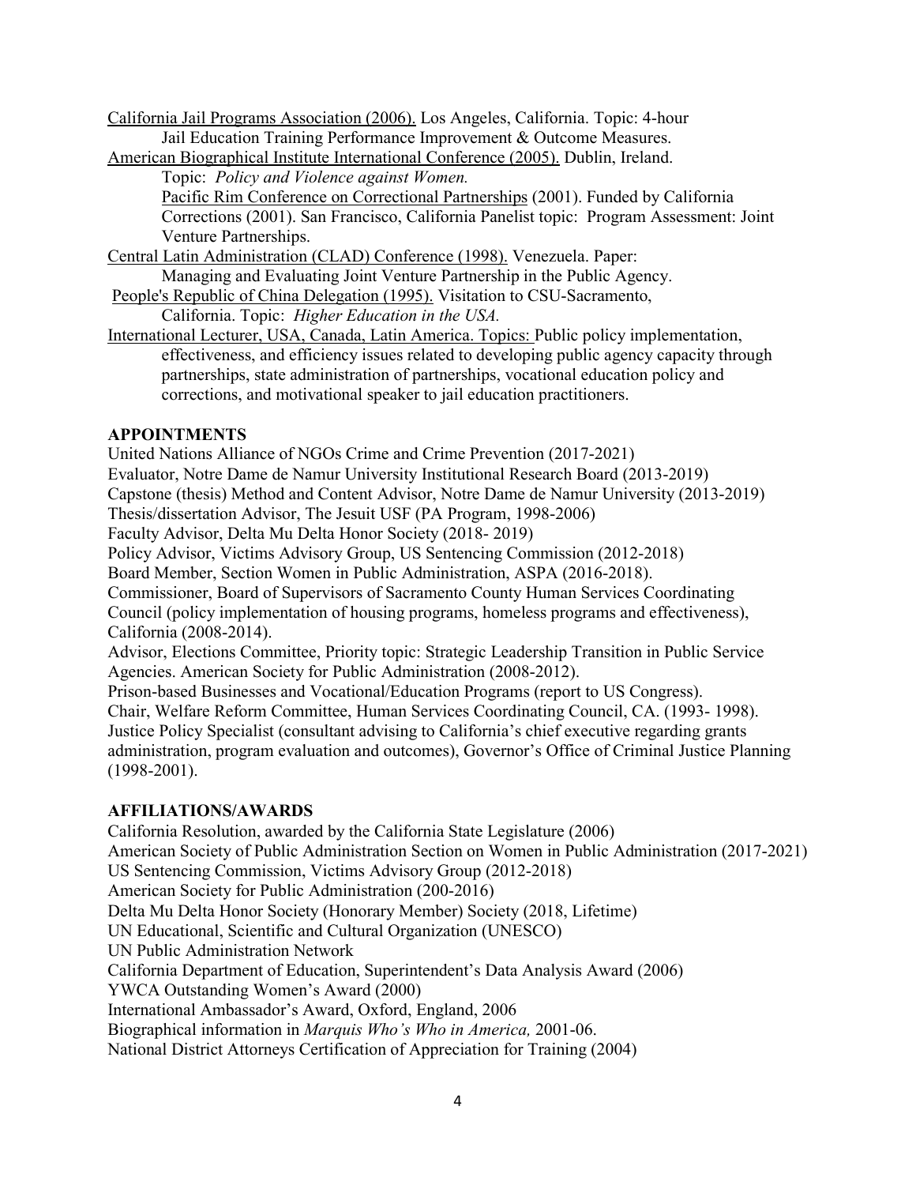California Jail Programs Association (2006). Los Angeles, California. Topic: 4-hour Jail Education Training Performance Improvement & Outcome Measures.

American Biographical Institute International Conference (2005). Dublin, Ireland. Topic: *Policy and Violence against Women.*

Pacific Rim Conference on Correctional Partnerships (2001). Funded by California Corrections (2001). San Francisco, California Panelist topic: Program Assessment: Joint Venture Partnerships.

Central Latin Administration (CLAD) Conference (1998). Venezuela. Paper: Managing and Evaluating Joint Venture Partnership in the Public Agency.

People's Republic of China Delegation (1995). Visitation to CSU-Sacramento, California. Topic: *Higher Education in the USA.*

International Lecturer, USA, Canada, Latin America. Topics: Public policy implementation, effectiveness, and efficiency issues related to developing public agency capacity through partnerships, state administration of partnerships, vocational education policy and corrections, and motivational speaker to jail education practitioners.

**APPOINTMENTS**

United Nations Alliance of NGOs Crime and Crime Prevention (2017-2021)
Evaluator, Notre Dame de Namur University Institutional Research Board (2013-2019)
Capstone (thesis) Method and Content Advisor, Notre Dame de Namur University (2013-2019)
Thesis/dissertation Advisor, The Jesuit USF (PA Program, 1998-2006)
Faculty Advisor, Delta Mu Delta Honor Society (2018- 2019)
Policy Advisor, Victims Advisory Group, US Sentencing Commission (2012-2018)
Board Member, Section Women in Public Administration, ASPA (2016-2018).
Commissioner, Board of Supervisors of Sacramento County Human Services Coordinating Council (policy implementation of housing programs, homeless programs and effectiveness), California (2008-2014).
Advisor, Elections Committee, Priority topic: Strategic Leadership Transition in Public Service Agencies. American Society for Public Administration (2008-2012).
Prison-based Businesses and Vocational/Education Programs (report to US Congress).
Chair, Welfare Reform Committee, Human Services Coordinating Council, CA. (1993- 1998).
Justice Policy Specialist (consultant advising to California's chief executive regarding grants administration, program evaluation and outcomes), Governor's Office of Criminal Justice Planning (1998-2001).

**AFFILIATIONS/AWARDS**

California Resolution, awarded by the California State Legislature (2006)
American Society of Public Administration Section on Women in Public Administration (2017-2021)
US Sentencing Commission, Victims Advisory Group (2012-2018)
American Society for Public Administration (200-2016)
Delta Mu Delta Honor Society (Honorary Member) Society (2018, Lifetime)
UN Educational, Scientific and Cultural Organization (UNESCO)
UN Public Administration Network
California Department of Education, Superintendent's Data Analysis Award (2006)
YWCA Outstanding Women's Award (2000)
International Ambassador's Award, Oxford, England, 2006
Biographical information in *Marquis Who's Who in America,* 2001-06.
National District Attorneys Certification of Appreciation for Training (2004)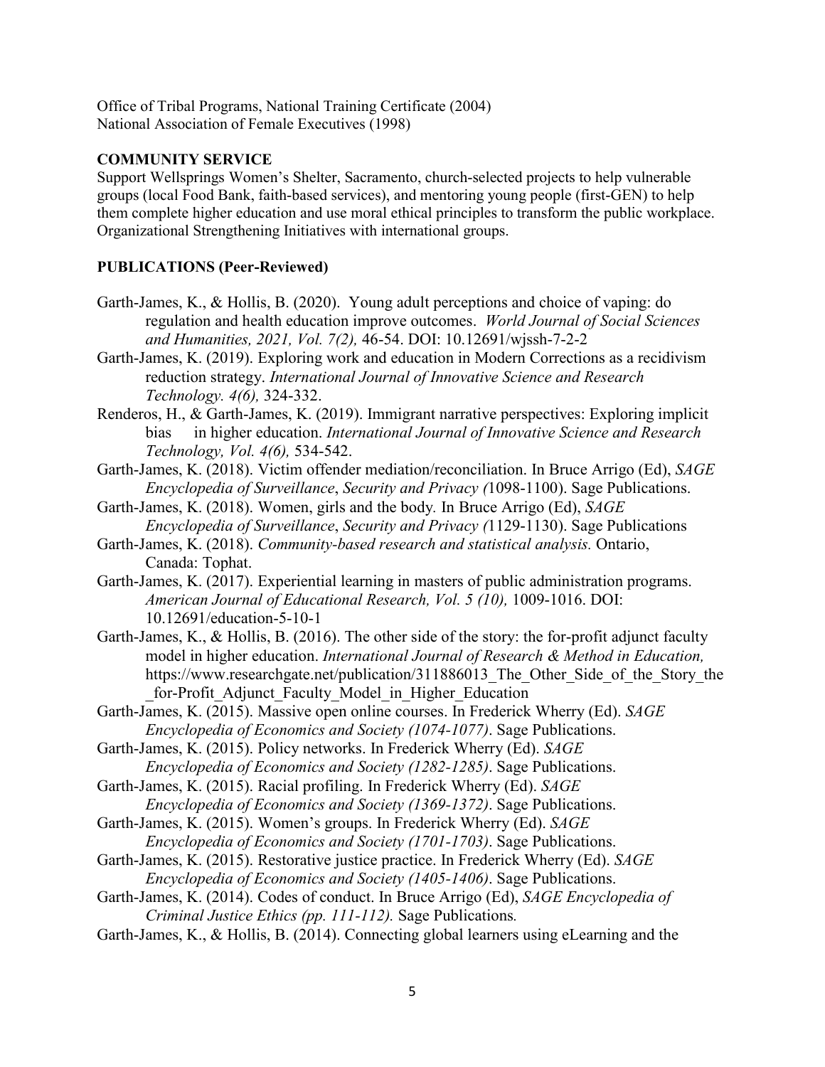Office of Tribal Programs, National Training Certificate (2004)
National Association of Female Executives (1998)

## COMMUNITY SERVICE

Support Wellsprings Women's Shelter, Sacramento, church-selected projects to help vulnerable groups (local Food Bank, faith-based services), and mentoring young people (first-GEN) to help them complete higher education and use moral ethical principles to transform the public workplace. Organizational Strengthening Initiatives with international groups.

## PUBLICATIONS (Peer-Reviewed)

Garth-James, K., & Hollis, B. (2020). Young adult perceptions and choice of vaping: do regulation and health education improve outcomes. *World Journal of Social Sciences and Humanities, 2021, Vol. 7(2),* 46-54. DOI: 10.12691/wjssh-7-2-2

Garth-James, K. (2019). Exploring work and education in Modern Corrections as a recidivism reduction strategy. *International Journal of Innovative Science and Research Technology. 4(6),* 324-332.

Renderos, H., & Garth-James, K. (2019). Immigrant narrative perspectives: Exploring implicit bias in higher education. *International Journal of Innovative Science and Research Technology, Vol. 4(6),* 534-542.

Garth-James, K. (2018). Victim offender mediation/reconciliation. In Bruce Arrigo (Ed), *SAGE Encyclopedia of Surveillance*, *Security and Privacy (*1098-1100). Sage Publications.

Garth-James, K. (2018). Women, girls and the body*.* In Bruce Arrigo (Ed), *SAGE Encyclopedia of Surveillance*, *Security and Privacy (*1129-1130). Sage Publications

Garth-James, K. (2018). *Community-based research and statistical analysis.* Ontario, Canada: Tophat.

Garth-James, K. (2017). Experiential learning in masters of public administration programs. *American Journal of Educational Research, Vol. 5 (10),* 1009-1016. DOI: 10.12691/education-5-10-1

Garth-James, K., & Hollis, B. (2016). The other side of the story: the for-profit adjunct faculty model in higher education. *International Journal of Research & Method in Education,* https://www.researchgate.net/publication/311886013_The_Other_Side_of_the_Story_the_for-Profit_Adjunct_Faculty_Model_in_Higher_Education

Garth-James, K. (2015). Massive open online courses. In Frederick Wherry (Ed). *SAGE Encyclopedia of Economics and Society (1074-1077)*. Sage Publications.

Garth-James, K. (2015). Policy networks. In Frederick Wherry (Ed). *SAGE Encyclopedia of Economics and Society (1282-1285)*. Sage Publications.

Garth-James, K. (2015). Racial profiling. In Frederick Wherry (Ed). *SAGE Encyclopedia of Economics and Society (1369-1372)*. Sage Publications.

Garth-James, K. (2015). Women's groups. In Frederick Wherry (Ed). *SAGE Encyclopedia of Economics and Society (1701-1703)*. Sage Publications.

Garth-James, K. (2015). Restorative justice practice. In Frederick Wherry (Ed). *SAGE Encyclopedia of Economics and Society (1405-1406)*. Sage Publications.

Garth-James, K. (2014). Codes of conduct. In Bruce Arrigo (Ed), *SAGE Encyclopedia of Criminal Justice Ethics (pp. 111-112).* Sage Publications*.*

Garth-James, K., & Hollis, B. (2014). Connecting global learners using eLearning and the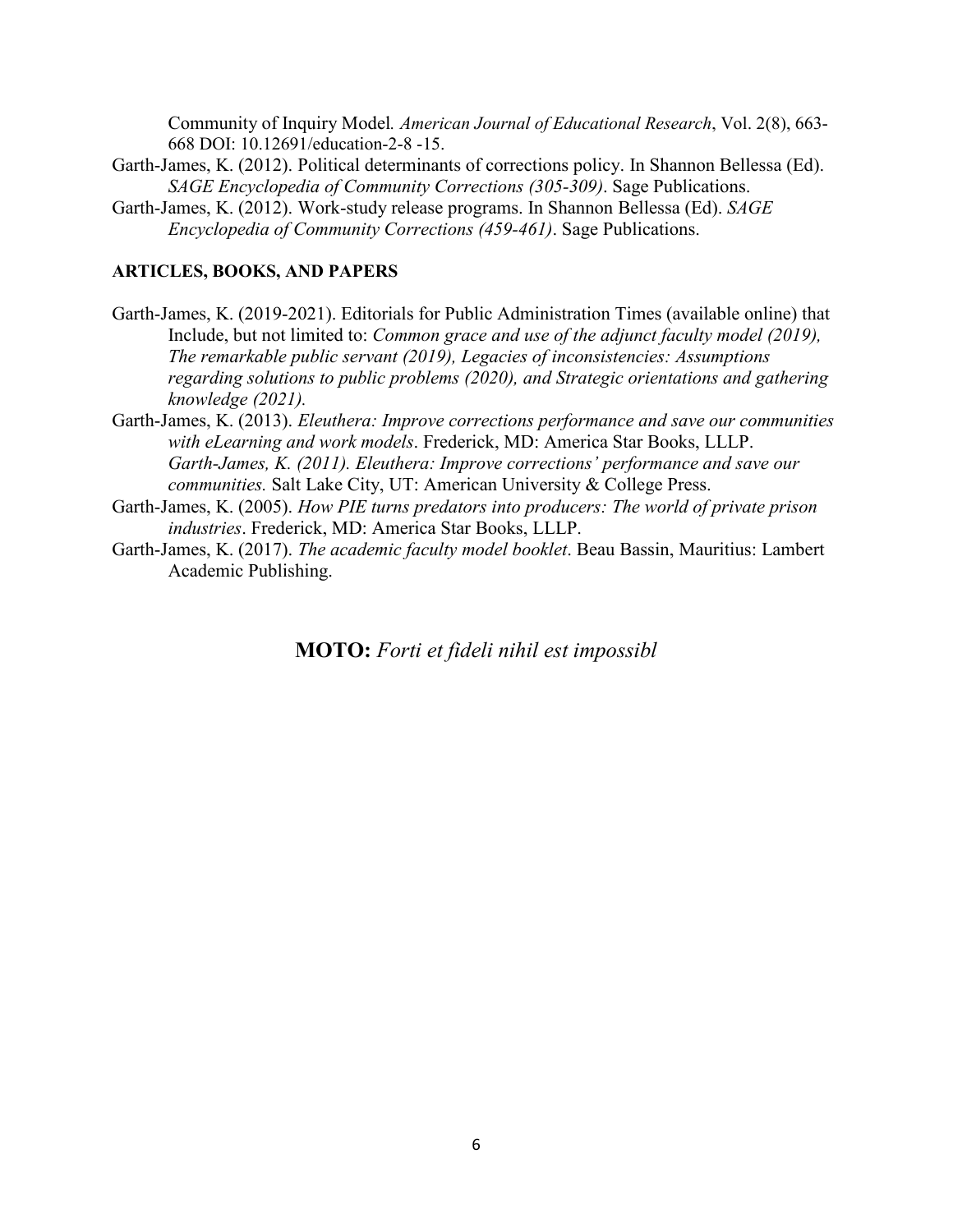Community of Inquiry Model. *American Journal of Educational Research*, Vol. 2(8), 663-668 DOI: 10.12691/education-2-8 -15.

Garth-James, K. (2012). Political determinants of corrections policy. In Shannon Bellessa (Ed). *SAGE Encyclopedia of Community Corrections (305-309)*. Sage Publications.

Garth-James, K. (2012). Work-study release programs. In Shannon Bellessa (Ed). *SAGE Encyclopedia of Community Corrections (459-461)*. Sage Publications.

**ARTICLES, BOOKS, AND PAPERS**

Garth-James, K. (2019-2021). Editorials for Public Administration Times (available online) that Include, but not limited to: *Common grace and use of the adjunct faculty model (2019), The remarkable public servant (2019), Legacies of inconsistencies: Assumptions regarding solutions to public problems (2020), and Strategic orientations and gathering knowledge (2021).*

Garth-James, K. (2013). *Eleuthera: Improve corrections performance and save our communities with eLearning and work models*. Frederick, MD: America Star Books, LLLP. *Garth-James, K. (2011). Eleuthera: Improve corrections' performance and save our communities.* Salt Lake City, UT: American University & College Press.

Garth-James, K. (2005). *How PIE turns predators into producers: The world of private prison industries*. Frederick, MD: America Star Books, LLLP.

Garth-James, K. (2017). *The academic faculty model booklet*. Beau Bassin, Mauritius: Lambert Academic Publishing.

**MOTO:** *Forti et fideli nihil est impossibl*